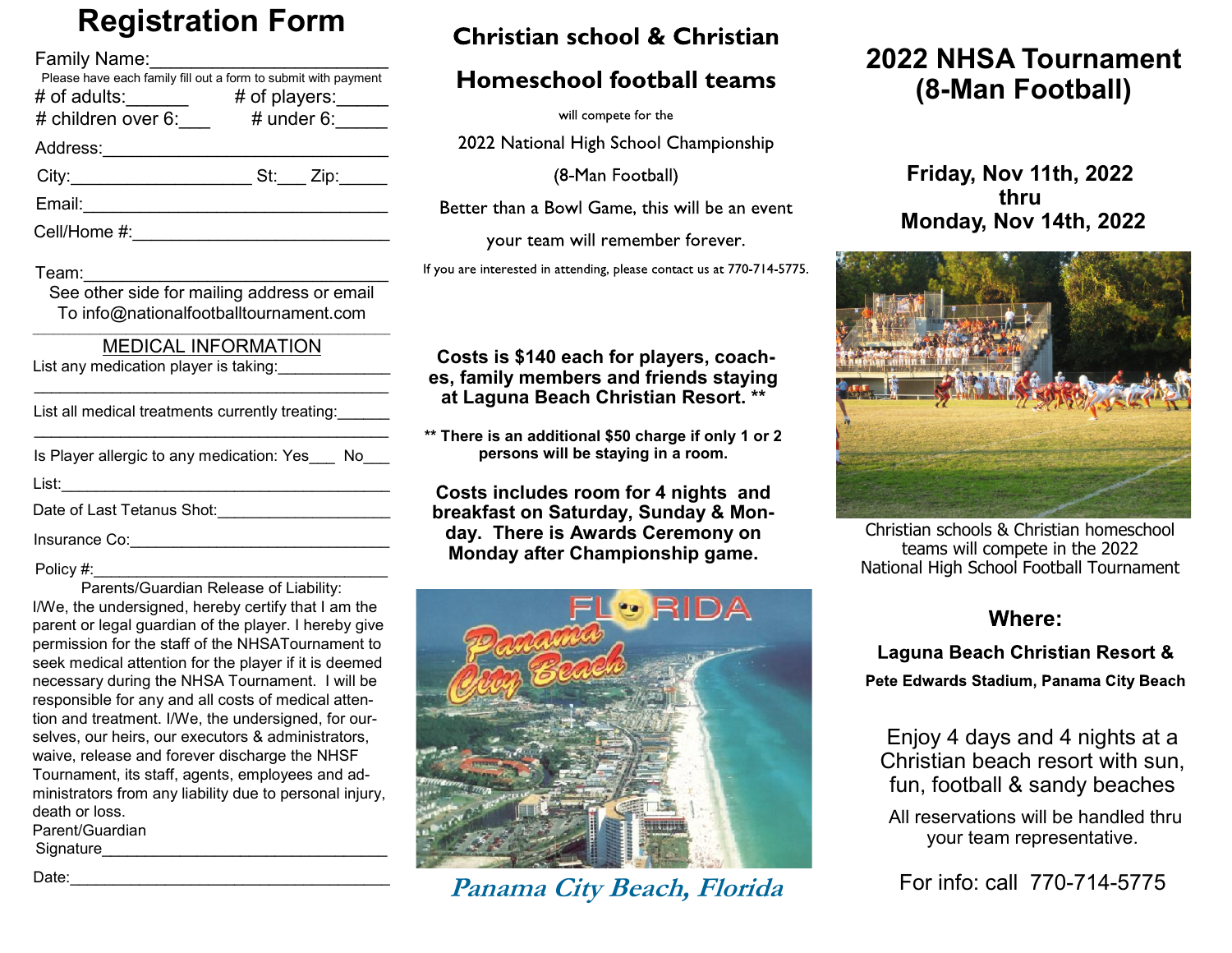# Registration Form

Family Name:________________________

Please have each family fill out a form to submit with payment

# of adults:______ # of players:_____

# children over 6:___ # under 6:_____

Address:____________________________

City:___________________ St:___ Zip:_____

Email:______________________________

Cell/Home #:_________________________

Team:______________________________

See other side for mailing address or email To info@nationalfootballtournament.com

## MEDICAL INFORMATION

List any medication player is taking:____________

_________________________________________

List all medical treatments currently treating:______

_________________________________________

Is Player allergic to any medication: Yes___ No___

List:______________________________________

Date of Last Tetanus Shot:____________________

Insurance Co:_______________________________

Policy #:___________________________________

Parents/Guardian Release of Liability:

I/We, the undersigned, hereby certify that I am the parent or legal guardian of the player. I hereby give permission for the staff of the NHSATournament to seek medical attention for the player if it is deemed necessary during the NHSA Tournament. I will be responsible for any and all costs of medical attention and treatment. I/We, the undersigned, for ourselves, our heirs, our executors & administrators, waive, release and forever discharge the NHSF Tournament, its staff, agents, employees and administrators from any liability due to personal injury, death or loss.

Parent/Guardian Signature________________________________

Date:_____________________________________

## Christian school & Christian Homeschool football teams

will compete for the

2022 National High School Championship

(8-Man Football)

Better than a Bowl Game, this will be an event your team will remember forever.

If you are interested in attending, please contact us at 770-714-5775.

**Costs is $140 each for players, coaches, family members and friends staying at Laguna Beach Christian Resort. \*\***

**\*\* There is an additional $50 charge if only 1 or 2 persons will be staying in a room.**

**Costs includes room for 4 nights and breakfast on Saturday, Sunday & Monday. There is Awards Ceremony on Monday after Championship game.**

*Panama City Beach, Florida*

# 2022 NHSA Tournament (8-Man Football)

**Friday, Nov 11th, 2022 thru Monday, Nov 14th, 2022**

Christian schools & Christian homeschool teams will compete in the 2022 National High School Football Tournament

## Where:

**Laguna Beach Christian Resort &**

**Pete Edwards Stadium, Panama City Beach**

Enjoy 4 days and 4 nights at a Christian beach resort with sun, fun, football & sandy beaches

All reservations will be handled thru your team representative.

For info: call 770-714-5775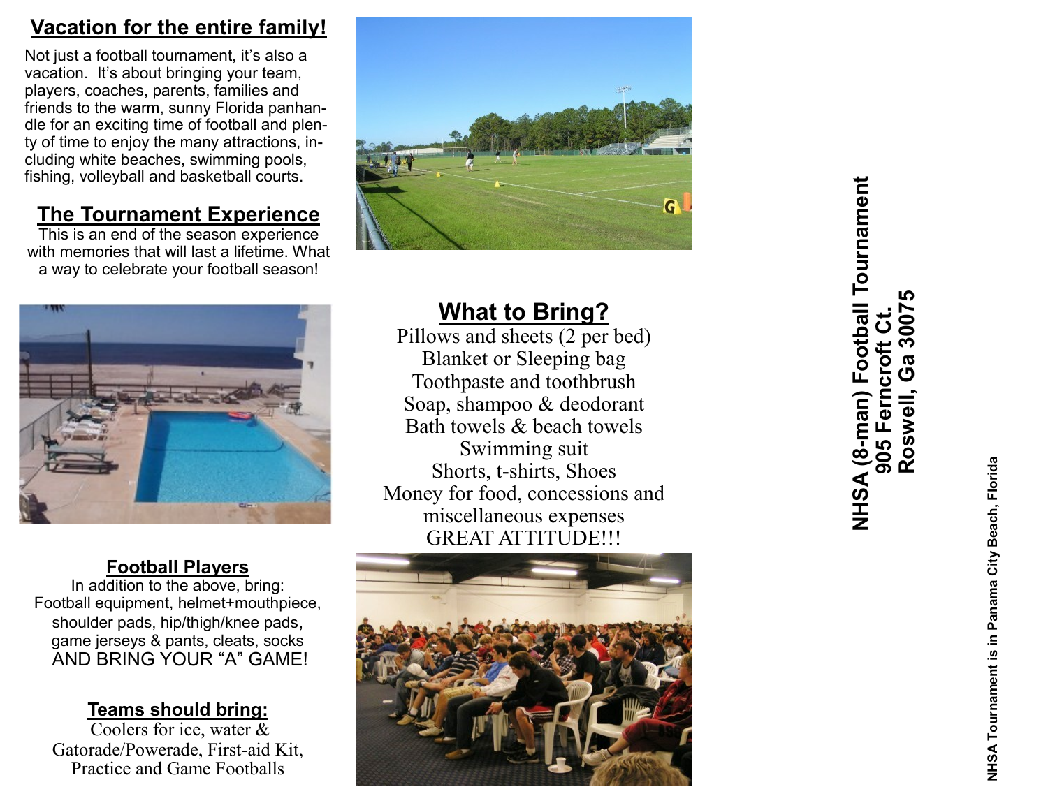## Vacation for the entire family!

Not just a football tournament, it's also a vacation. It's about bringing your team, players, coaches, parents, families and friends to the warm, sunny Florida panhandle for an exciting time of football and plenty of time to enjoy the many attractions, including white beaches, swimming pools, fishing, volleyball and basketball courts.

## The Tournament Experience

This is an end of the season experience with memories that will last a lifetime. What a way to celebrate your football season!

## Football Players

In addition to the above, bring:
Football equipment, helmet+mouthpiece, shoulder pads, hip/thigh/knee pads, game jerseys & pants, cleats, socks
AND BRING YOUR "A" GAME!

## Teams should bring:

Coolers for ice, water & Gatorade/Powerade, First-aid Kit, Practice and Game Footballs

## What to Bring?

Pillows and sheets (2 per bed)
Blanket or Sleeping bag
Toothpaste and toothbrush
Soap, shampoo & deodorant
Bath towels & beach towels
Swimming suit
Shorts, t-shirts, Shoes
Money for food, concessions and miscellaneous expenses
GREAT ATTITUDE!!!

**NHSA (8-man) Football Tournament**
**905 Ferncroft Ct.**
**Roswell, Ga 30075**

**NHSA Tournament is in Panama City Beach, Florida**